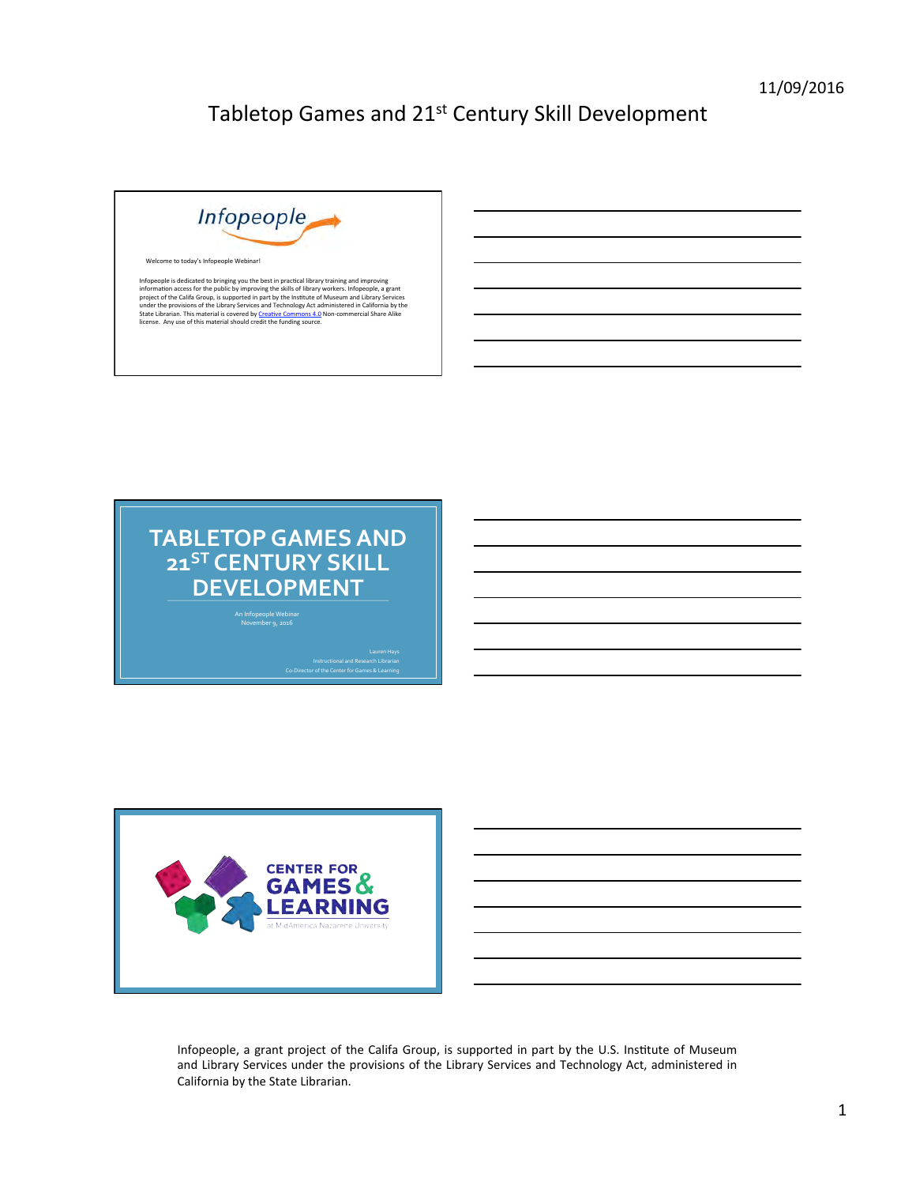# Tabletop Games and 21st Century Skill Development

Infopeople

Welcome to today's Infopeople Webinar!

Infopeople is dedicated to bringing you the best in practical library training and improving information access for the public by improving the skills of library workers. Infopeople, a grant project of the Califa Group, is supported in part by the Institute of Museum and Library Services under the provisions of the Library Services and Technology Act administered in California by the State Librarian. This material is covered by Creative Commons 4.0 Non-commercial Share Alike license. Any use of this material should credit the funding source.

## TABLETOP GAMES AND 21ST CENTURY SKILL DEVELOPMENT

An Infopeople Webinar
November 9, 2016

Lauren Hays
Instructional and Research Librarian
Co-Director of the Center for Games & Learning

CENTER FOR GAMES & LEARNING at MidAmerica Nazarene University

Infopeople, a grant project of the Califa Group, is supported in part by the U.S. Institute of Museum and Library Services under the provisions of the Library Services and Technology Act, administered in California by the State Librarian.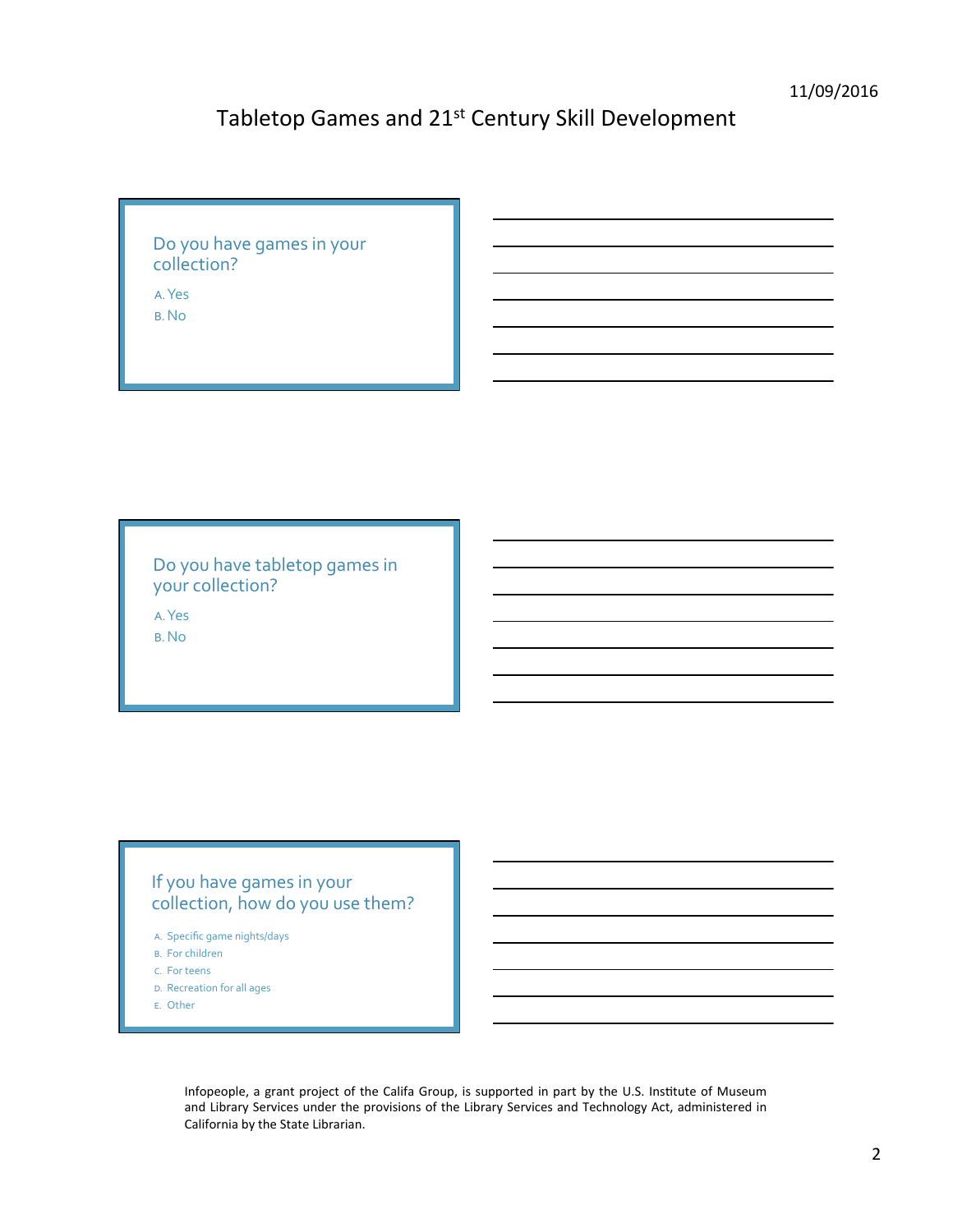Do you have games in your collection?

A. Yes
B. No

Do you have tabletop games in your collection?

A. Yes
B. No

If you have games in your collection, how do you use them?

A. Specific game nights/days
B. For children
C. For teens
D. Recreation for all ages
E. Other

Infopeople, a grant project of the Califa Group, is supported in part by the U.S. Institute of Museum and Library Services under the provisions of the Library Services and Technology Act, administered in California by the State Librarian.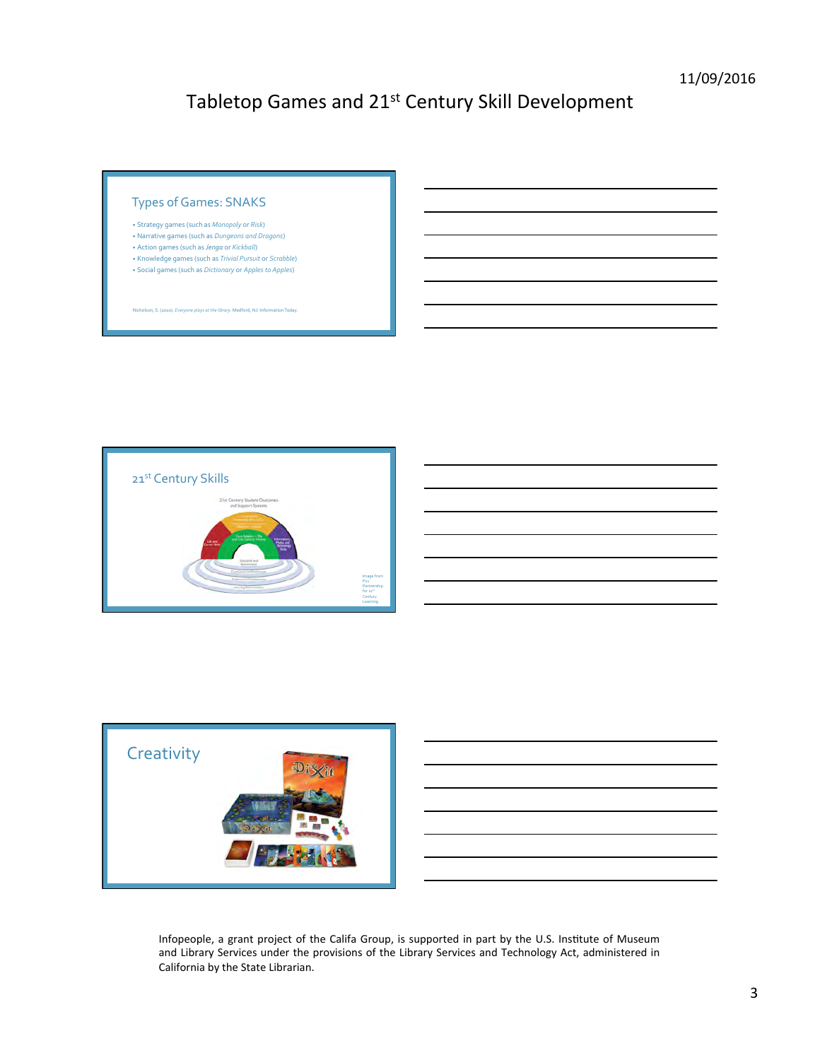## Types of Games: SNAKS

- Strategy games (such as *Monopoly* or *Risk*)
- Narrative games (such as *Dungeons and Dragons*)
- Action games (such as *Jenga* or *Kickball*)
- Knowledge games (such as *Trivial Pursuit* or *Scrabble*)
- Social games (such as *Dictionary* or *Apples to Apples*)

Nicholson, S. (2010). *Everyone plays at the library.* Medford, NJ: Information Today.

## 21st Century Skills

Image from P21 Partnership for 21st Century Learning

## Creativity

Infopeople, a grant project of the Califa Group, is supported in part by the U.S. Institute of Museum and Library Services under the provisions of the Library Services and Technology Act, administered in California by the State Librarian.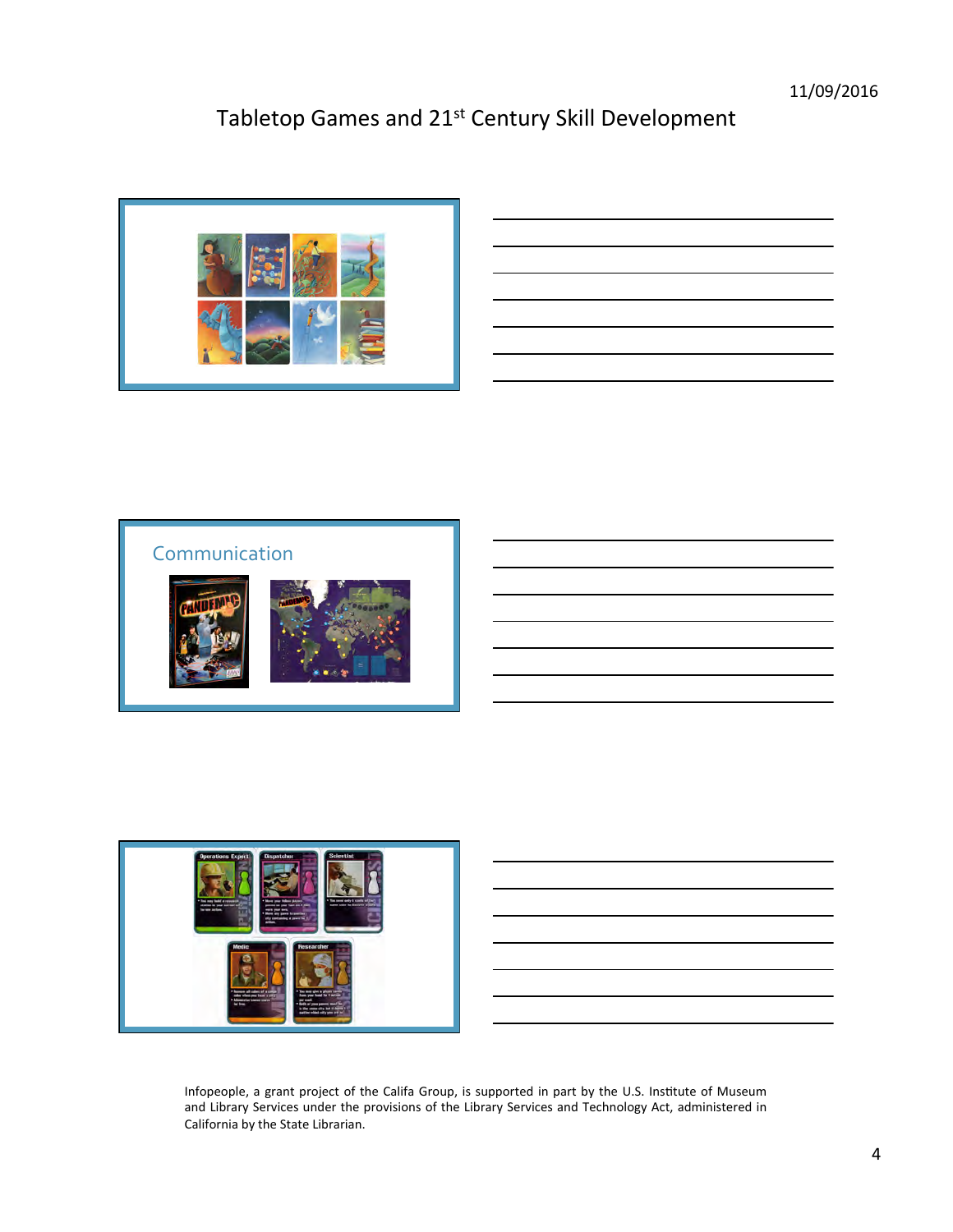# Tabletop Games and 21st Century Skill Development

## Communication

Infopeople, a grant project of the Califa Group, is supported in part by the U.S. Institute of Museum and Library Services under the provisions of the Library Services and Technology Act, administered in California by the State Librarian.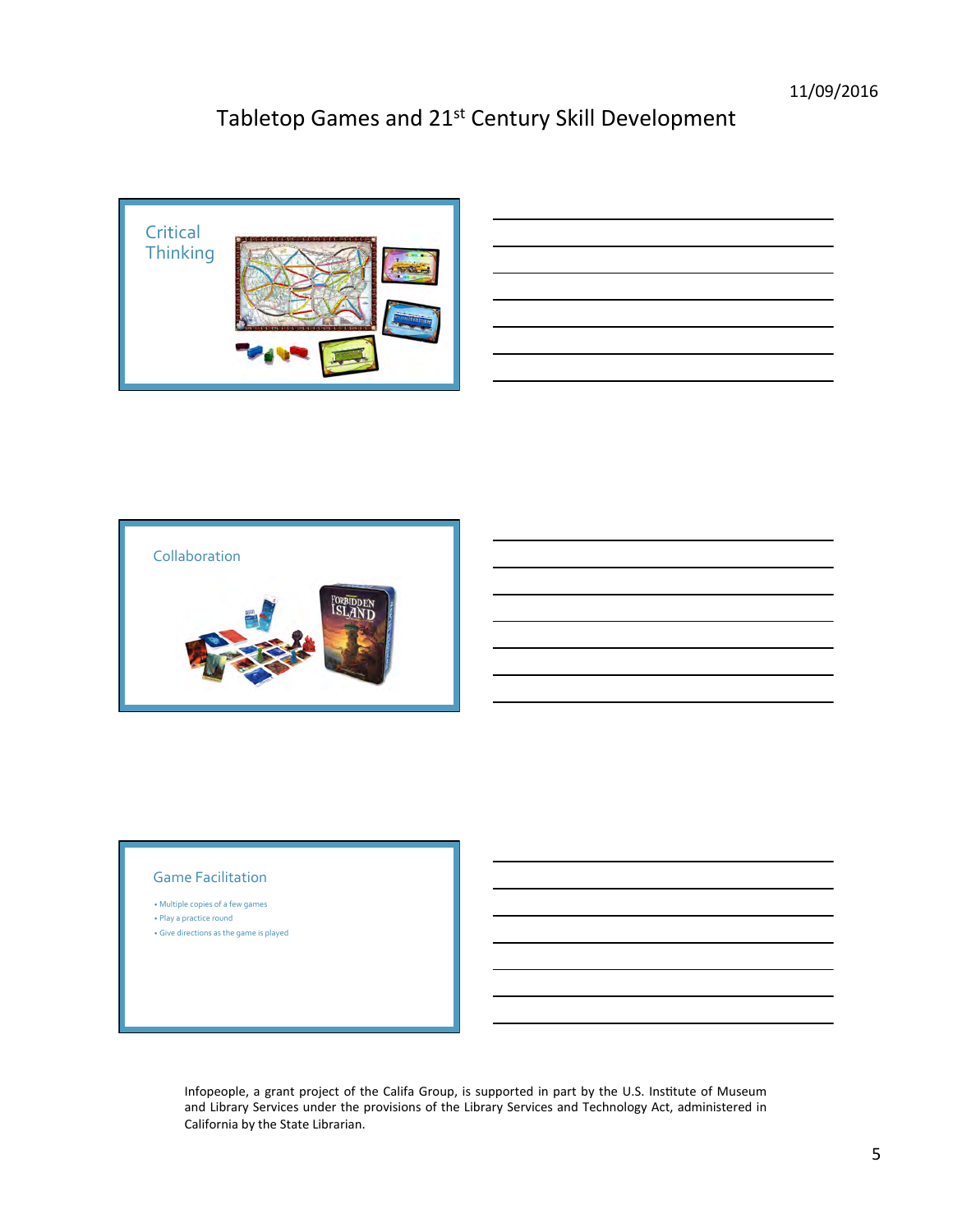## Critical Thinking

## Collaboration

## Game Facilitation

- Multiple copies of a few games
- Play a practice round
- Give directions as the game is played

Infopeople, a grant project of the Califa Group, is supported in part by the U.S. Institute of Museum and Library Services under the provisions of the Library Services and Technology Act, administered in California by the State Librarian.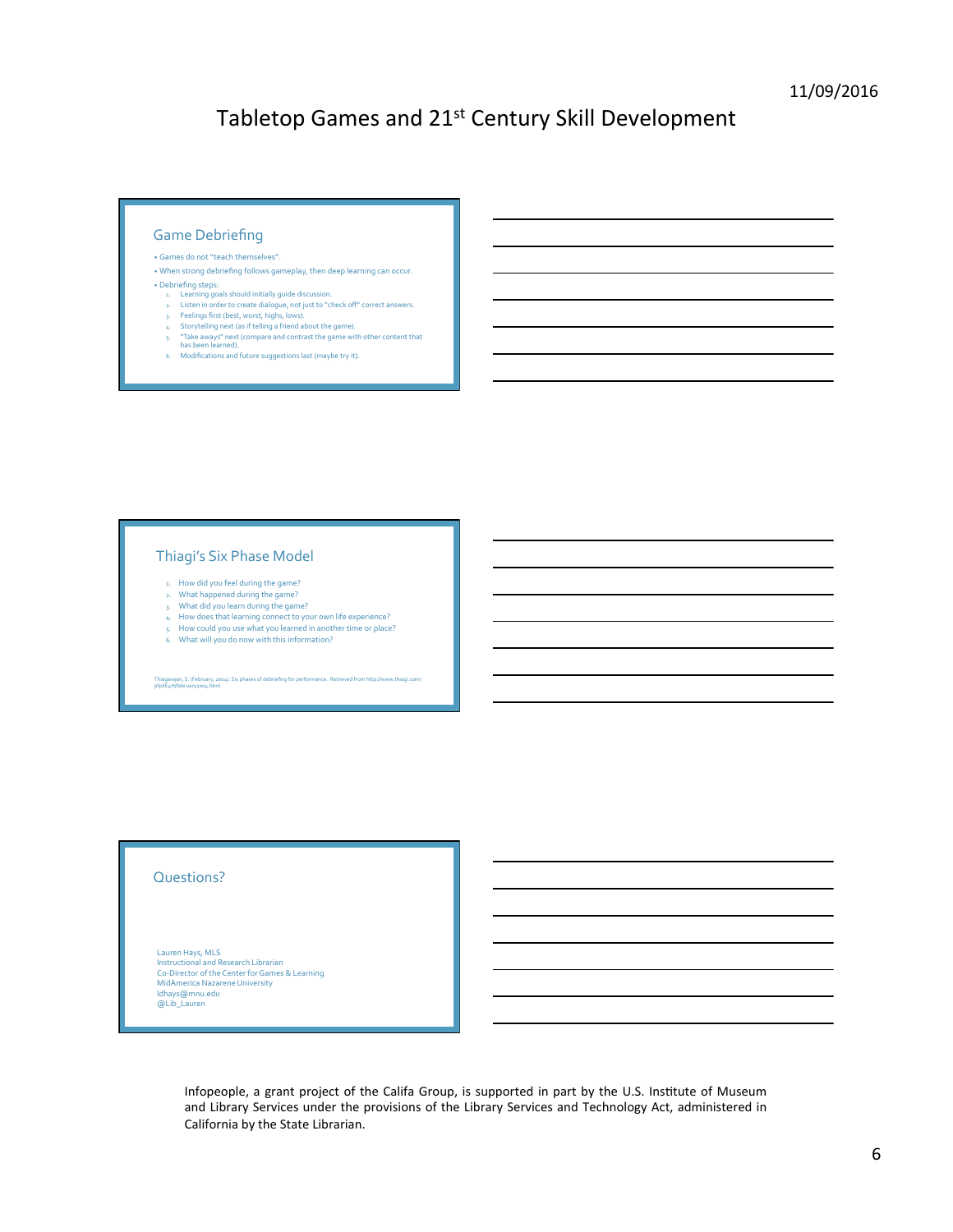## Game Debriefing

- Games do not "teach themselves".
- When strong debriefing follows gameplay, then deep learning can occur.
- Debriefing steps:
  1. Learning goals should initially guide discussion.
  2. Listen in order to create dialogue, not just to "check off" correct answers.
  3. Feelings first (best, worst, highs, lows).
  4. Storytelling next (as if telling a friend about the game).
  5. "Take aways" next (compare and contrast the game with other content that has been learned).
  6. Modifications and future suggestions last (maybe try it).

## Thiagi's Six Phase Model

1. How did you feel during the game?
2. What happened during the game?
3. What did you learn during the game?
4. How does that learning connect to your own life experience?
5. How could you use what you learned in another time or place?
6. What will you do now with this information?

Thiagarajan, S. (February, 2004). Six phases of debriefing for performance. Retrieved from http://www.thiagi.com/pfp/IE4H/february2004.html

## Questions?

Lauren Hays, MLS
Instructional and Research Librarian
Co-Director of the Center for Games & Learning
MidAmerica Nazarene University
ldhays@mnu.edu
@Lib_Lauren

Infopeople, a grant project of the Califa Group, is supported in part by the U.S. Institute of Museum and Library Services under the provisions of the Library Services and Technology Act, administered in California by the State Librarian.